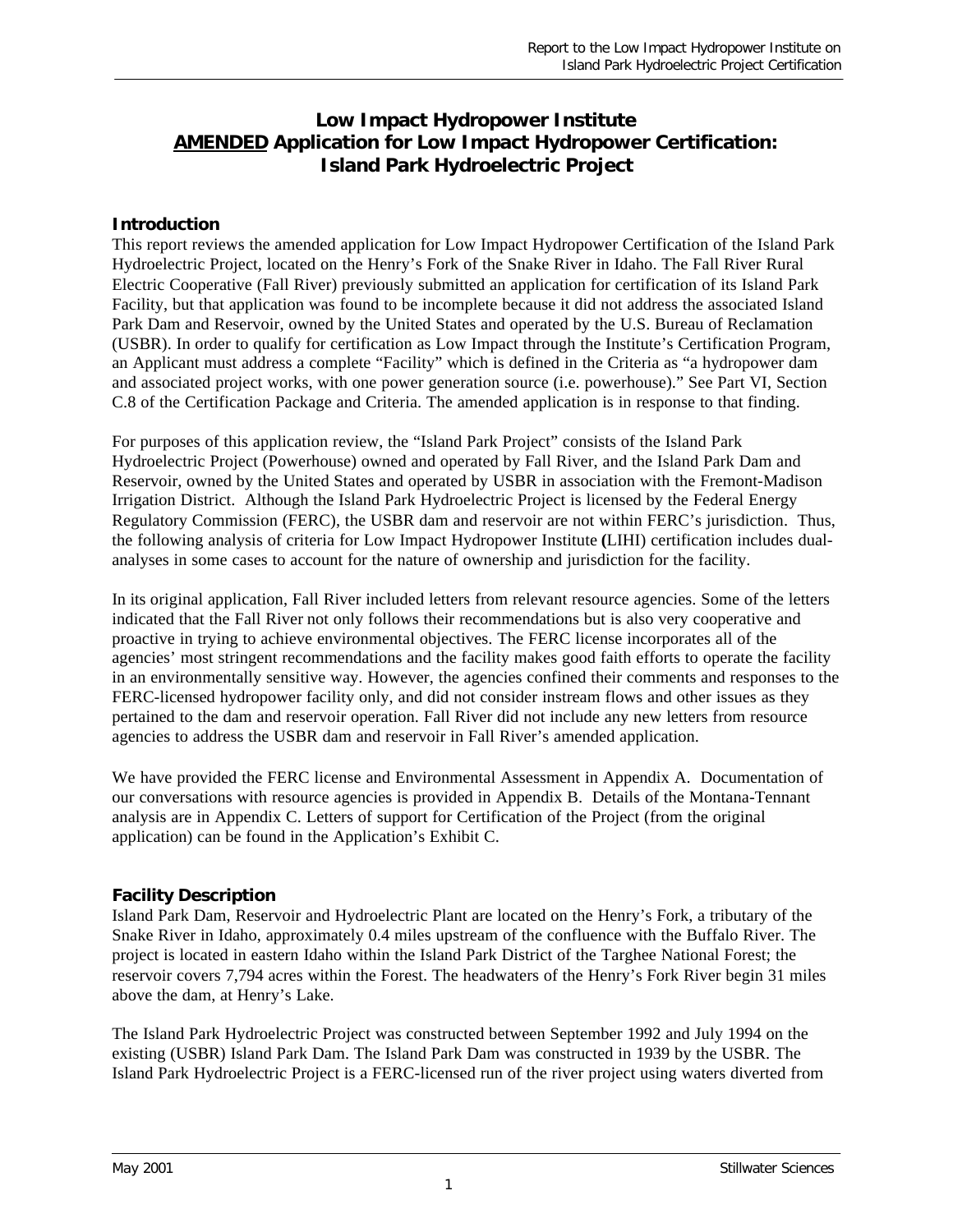# Low Impact Hydropower Institute
# **AMENDED** Application for Low Impact Hydropower Certification: Island Park Hydroelectric Project

## Introduction

This report reviews the amended application for Low Impact Hydropower Certification of the Island Park Hydroelectric Project, located on the Henry's Fork of the Snake River in Idaho. The Fall River Rural Electric Cooperative (Fall River) previously submitted an application for certification of its Island Park Facility, but that application was found to be incomplete because it did not address the associated Island Park Dam and Reservoir, owned by the United States and operated by the U.S. Bureau of Reclamation (USBR). In order to qualify for certification as Low Impact through the Institute's Certification Program, an Applicant must address a complete "Facility" which is defined in the Criteria as "a hydropower dam and associated project works, with one power generation source (i.e. powerhouse)." See Part VI, Section C.8 of the Certification Package and Criteria. The amended application is in response to that finding.

For purposes of this application review, the "Island Park Project" consists of the Island Park Hydroelectric Project (Powerhouse) owned and operated by Fall River, and the Island Park Dam and Reservoir, owned by the United States and operated by USBR in association with the Fremont-Madison Irrigation District. Although the Island Park Hydroelectric Project is licensed by the Federal Energy Regulatory Commission (FERC), the USBR dam and reservoir are not within FERC's jurisdiction. Thus, the following analysis of criteria for Low Impact Hydropower Institute (LIHI) certification includes dual-analyses in some cases to account for the nature of ownership and jurisdiction for the facility.

In its original application, Fall River included letters from relevant resource agencies. Some of the letters indicated that the Fall River not only follows their recommendations but is also very cooperative and proactive in trying to achieve environmental objectives. The FERC license incorporates all of the agencies' most stringent recommendations and the facility makes good faith efforts to operate the facility in an environmentally sensitive way. However, the agencies confined their comments and responses to the FERC-licensed hydropower facility only, and did not consider instream flows and other issues as they pertained to the dam and reservoir operation. Fall River did not include any new letters from resource agencies to address the USBR dam and reservoir in Fall River's amended application.

We have provided the FERC license and Environmental Assessment in Appendix A. Documentation of our conversations with resource agencies is provided in Appendix B. Details of the Montana-Tennant analysis are in Appendix C. Letters of support for Certification of the Project (from the original application) can be found in the Application's Exhibit C.

## Facility Description

Island Park Dam, Reservoir and Hydroelectric Plant are located on the Henry's Fork, a tributary of the Snake River in Idaho, approximately 0.4 miles upstream of the confluence with the Buffalo River. The project is located in eastern Idaho within the Island Park District of the Targhee National Forest; the reservoir covers 7,794 acres within the Forest. The headwaters of the Henry's Fork River begin 31 miles above the dam, at Henry's Lake.

The Island Park Hydroelectric Project was constructed between September 1992 and July 1994 on the existing (USBR) Island Park Dam. The Island Park Dam was constructed in 1939 by the USBR. The Island Park Hydroelectric Project is a FERC-licensed run of the river project using waters diverted from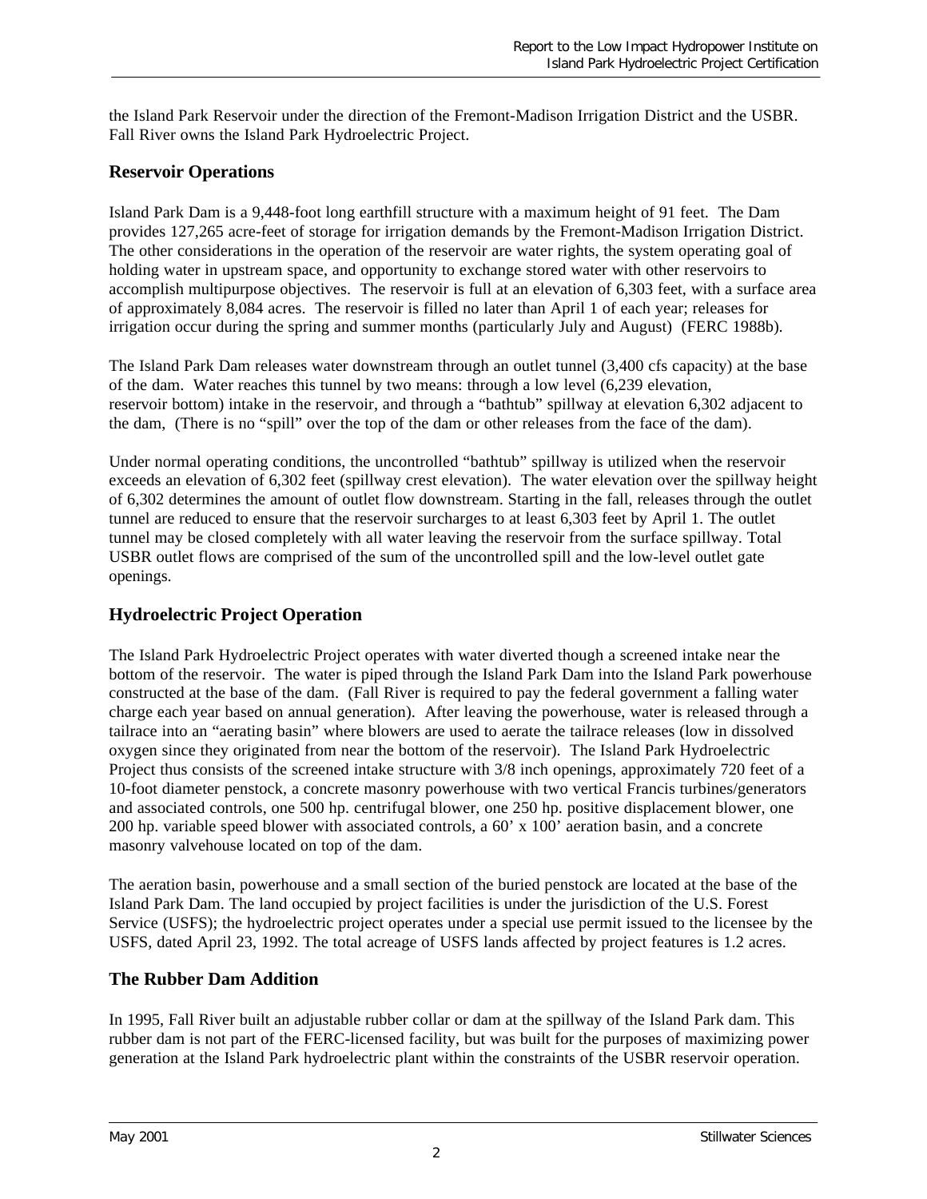the Island Park Reservoir under the direction of the Fremont-Madison Irrigation District and the USBR. Fall River owns the Island Park Hydroelectric Project.

## Reservoir Operations

Island Park Dam is a 9,448-foot long earthfill structure with a maximum height of 91 feet. The Dam provides 127,265 acre-feet of storage for irrigation demands by the Fremont-Madison Irrigation District. The other considerations in the operation of the reservoir are water rights, the system operating goal of holding water in upstream space, and opportunity to exchange stored water with other reservoirs to accomplish multipurpose objectives. The reservoir is full at an elevation of 6,303 feet, with a surface area of approximately 8,084 acres. The reservoir is filled no later than April 1 of each year; releases for irrigation occur during the spring and summer months (particularly July and August) (FERC 1988b).

The Island Park Dam releases water downstream through an outlet tunnel (3,400 cfs capacity) at the base of the dam. Water reaches this tunnel by two means: through a low level (6,239 elevation, reservoir bottom) intake in the reservoir, and through a "bathtub" spillway at elevation 6,302 adjacent to the dam, (There is no "spill" over the top of the dam or other releases from the face of the dam).

Under normal operating conditions, the uncontrolled "bathtub" spillway is utilized when the reservoir exceeds an elevation of 6,302 feet (spillway crest elevation). The water elevation over the spillway height of 6,302 determines the amount of outlet flow downstream. Starting in the fall, releases through the outlet tunnel are reduced to ensure that the reservoir surcharges to at least 6,303 feet by April 1. The outlet tunnel may be closed completely with all water leaving the reservoir from the surface spillway. Total USBR outlet flows are comprised of the sum of the uncontrolled spill and the low-level outlet gate openings.

## Hydroelectric Project Operation

The Island Park Hydroelectric Project operates with water diverted though a screened intake near the bottom of the reservoir. The water is piped through the Island Park Dam into the Island Park powerhouse constructed at the base of the dam. (Fall River is required to pay the federal government a falling water charge each year based on annual generation). After leaving the powerhouse, water is released through a tailrace into an "aerating basin" where blowers are used to aerate the tailrace releases (low in dissolved oxygen since they originated from near the bottom of the reservoir). The Island Park Hydroelectric Project thus consists of the screened intake structure with 3/8 inch openings, approximately 720 feet of a 10-foot diameter penstock, a concrete masonry powerhouse with two vertical Francis turbines/generators and associated controls, one 500 hp. centrifugal blower, one 250 hp. positive displacement blower, one 200 hp. variable speed blower with associated controls, a 60' x 100' aeration basin, and a concrete masonry valvehouse located on top of the dam.

The aeration basin, powerhouse and a small section of the buried penstock are located at the base of the Island Park Dam. The land occupied by project facilities is under the jurisdiction of the U.S. Forest Service (USFS); the hydroelectric project operates under a special use permit issued to the licensee by the USFS, dated April 23, 1992. The total acreage of USFS lands affected by project features is 1.2 acres.

## The Rubber Dam Addition

In 1995, Fall River built an adjustable rubber collar or dam at the spillway of the Island Park dam. This rubber dam is not part of the FERC-licensed facility, but was built for the purposes of maximizing power generation at the Island Park hydroelectric plant within the constraints of the USBR reservoir operation.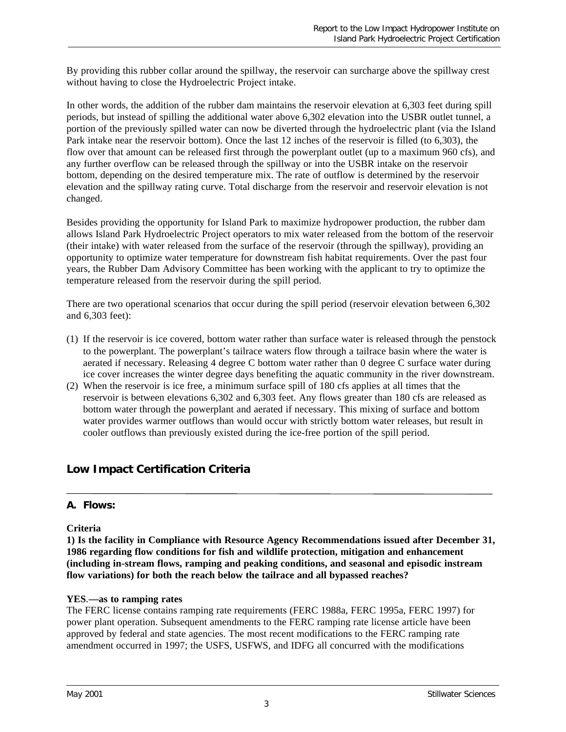By providing this rubber collar around the spillway, the reservoir can surcharge above the spillway crest without having to close the Hydroelectric Project intake.

In other words, the addition of the rubber dam maintains the reservoir elevation at 6,303 feet during spill periods, but instead of spilling the additional water above 6,302 elevation into the USBR outlet tunnel, a portion of the previously spilled water can now be diverted through the hydroelectric plant (via the Island Park intake near the reservoir bottom). Once the last 12 inches of the reservoir is filled (to 6,303), the flow over that amount can be released first through the powerplant outlet (up to a maximum 960 cfs), and any further overflow can be released through the spillway or into the USBR intake on the reservoir bottom, depending on the desired temperature mix. The rate of outflow is determined by the reservoir elevation and the spillway rating curve. Total discharge from the reservoir and reservoir elevation is not changed.

Besides providing the opportunity for Island Park to maximize hydropower production, the rubber dam allows Island Park Hydroelectric Project operators to mix water released from the bottom of the reservoir (their intake) with water released from the surface of the reservoir (through the spillway), providing an opportunity to optimize water temperature for downstream fish habitat requirements. Over the past four years, the Rubber Dam Advisory Committee has been working with the applicant to try to optimize the temperature released from the reservoir during the spill period.

There are two operational scenarios that occur during the spill period (reservoir elevation between 6,302 and 6,303 feet):

(1) If the reservoir is ice covered, bottom water rather than surface water is released through the penstock to the powerplant. The powerplant's tailrace waters flow through a tailrace basin where the water is aerated if necessary. Releasing 4 degree C bottom water rather than 0 degree C surface water during ice cover increases the winter degree days benefiting the aquatic community in the river downstream.
(2) When the reservoir is ice free, a minimum surface spill of 180 cfs applies at all times that the reservoir is between elevations 6,302 and 6,303 feet. Any flows greater than 180 cfs are released as bottom water through the powerplant and aerated if necessary. This mixing of surface and bottom water provides warmer outflows than would occur with strictly bottom water releases, but result in cooler outflows than previously existed during the ice-free portion of the spill period.

## Low Impact Certification Criteria

### A. Flows:

**Criteria**

**1) Is the facility in Compliance with Resource Agency Recommendations issued after December 31, 1986 regarding flow conditions for fish and wildlife protection, mitigation and enhancement (including in-stream flows, ramping and peaking conditions, and seasonal and episodic instream flow variations) for both the reach below the tailrace and all bypassed reaches?**

**YES.—as to ramping rates**

The FERC license contains ramping rate requirements (FERC 1988a, FERC 1995a, FERC 1997) for power plant operation. Subsequent amendments to the FERC ramping rate license article have been approved by federal and state agencies. The most recent modifications to the FERC ramping rate amendment occurred in 1997; the USFS, USFWS, and IDFG all concurred with the modifications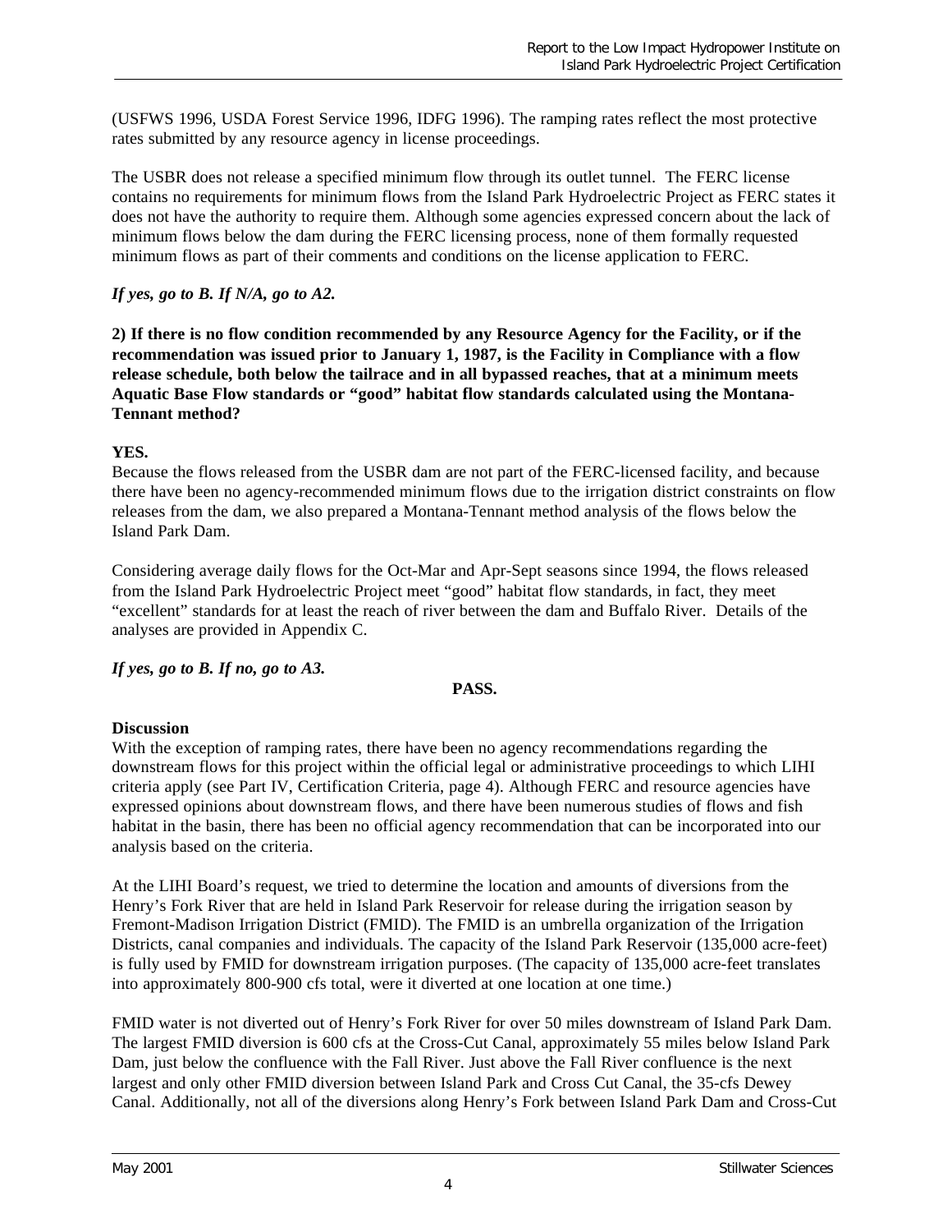(USFWS 1996, USDA Forest Service 1996, IDFG 1996). The ramping rates reflect the most protective rates submitted by any resource agency in license proceedings.

The USBR does not release a specified minimum flow through its outlet tunnel. The FERC license contains no requirements for minimum flows from the Island Park Hydroelectric Project as FERC states it does not have the authority to require them. Although some agencies expressed concern about the lack of minimum flows below the dam during the FERC licensing process, none of them formally requested minimum flows as part of their comments and conditions on the license application to FERC.

***If yes, go to B. If N/A, go to A2.***

**2) If there is no flow condition recommended by any Resource Agency for the Facility, or if the recommendation was issued prior to January 1, 1987, is the Facility in Compliance with a flow release schedule, both below the tailrace and in all bypassed reaches, that at a minimum meets Aquatic Base Flow standards or "good" habitat flow standards calculated using the Montana-Tennant method?**

**YES.**

Because the flows released from the USBR dam are not part of the FERC-licensed facility, and because there have been no agency-recommended minimum flows due to the irrigation district constraints on flow releases from the dam, we also prepared a Montana-Tennant method analysis of the flows below the Island Park Dam.

Considering average daily flows for the Oct-Mar and Apr-Sept seasons since 1994, the flows released from the Island Park Hydroelectric Project meet "good" habitat flow standards, in fact, they meet "excellent" standards for at least the reach of river between the dam and Buffalo River. Details of the analyses are provided in Appendix C.

***If yes, go to B. If no, go to A3.***

**PASS.**

**Discussion**

With the exception of ramping rates, there have been no agency recommendations regarding the downstream flows for this project within the official legal or administrative proceedings to which LIHI criteria apply (see Part IV, Certification Criteria, page 4). Although FERC and resource agencies have expressed opinions about downstream flows, and there have been numerous studies of flows and fish habitat in the basin, there has been no official agency recommendation that can be incorporated into our analysis based on the criteria.

At the LIHI Board's request, we tried to determine the location and amounts of diversions from the Henry's Fork River that are held in Island Park Reservoir for release during the irrigation season by Fremont-Madison Irrigation District (FMID). The FMID is an umbrella organization of the Irrigation Districts, canal companies and individuals. The capacity of the Island Park Reservoir (135,000 acre-feet) is fully used by FMID for downstream irrigation purposes. (The capacity of 135,000 acre-feet translates into approximately 800-900 cfs total, were it diverted at one location at one time.)

FMID water is not diverted out of Henry's Fork River for over 50 miles downstream of Island Park Dam. The largest FMID diversion is 600 cfs at the Cross-Cut Canal, approximately 55 miles below Island Park Dam, just below the confluence with the Fall River. Just above the Fall River confluence is the next largest and only other FMID diversion between Island Park and Cross Cut Canal, the 35-cfs Dewey Canal. Additionally, not all of the diversions along Henry's Fork between Island Park Dam and Cross-Cut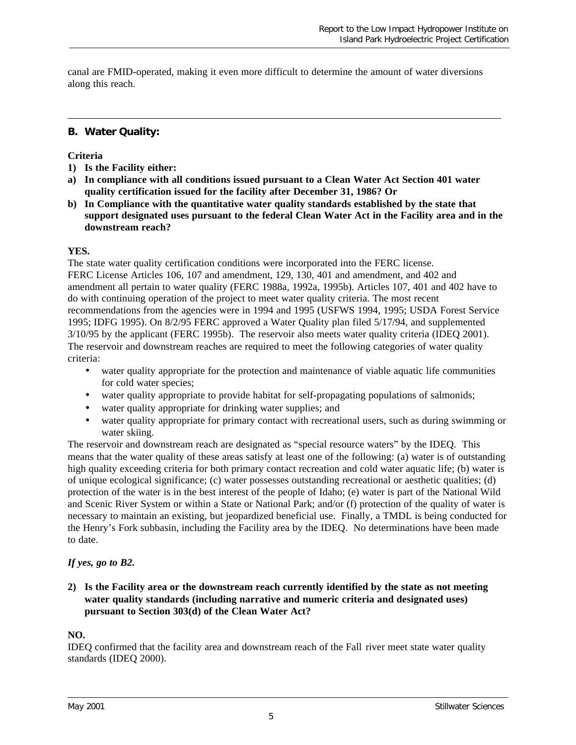canal are FMID-operated, making it even more difficult to determine the amount of water diversions along this reach.

---

## B. Water Quality:

**Criteria**

**1) Is the Facility either:**

**a) In compliance with all conditions issued pursuant to a Clean Water Act Section 401 water quality certification issued for the facility after December 31, 1986? Or**

**b) In Compliance with the quantitative water quality standards established by the state that support designated uses pursuant to the federal Clean Water Act in the Facility area and in the downstream reach?**

**YES.**

The state water quality certification conditions were incorporated into the FERC license. FERC License Articles 106, 107 and amendment, 129, 130, 401 and amendment, and 402 and amendment all pertain to water quality (FERC 1988a, 1992a, 1995b). Articles 107, 401 and 402 have to do with continuing operation of the project to meet water quality criteria. The most recent recommendations from the agencies were in 1994 and 1995 (USFWS 1994, 1995; USDA Forest Service 1995; IDFG 1995). On 8/2/95 FERC approved a Water Quality plan filed 5/17/94, and supplemented 3/10/95 by the applicant (FERC 1995b). The reservoir also meets water quality criteria (IDEQ 2001). The reservoir and downstream reaches are required to meet the following categories of water quality criteria:

- water quality appropriate for the protection and maintenance of viable aquatic life communities for cold water species;
- water quality appropriate to provide habitat for self-propagating populations of salmonids;
- water quality appropriate for drinking water supplies; and
- water quality appropriate for primary contact with recreational users, such as during swimming or water skiing.

The reservoir and downstream reach are designated as "special resource waters" by the IDEQ. This means that the water quality of these areas satisfy at least one of the following: (a) water is of outstanding high quality exceeding criteria for both primary contact recreation and cold water aquatic life; (b) water is of unique ecological significance; (c) water possesses outstanding recreational or aesthetic qualities; (d) protection of the water is in the best interest of the people of Idaho; (e) water is part of the National Wild and Scenic River System or within a State or National Park; and/or (f) protection of the quality of water is necessary to maintain an existing, but jeopardized beneficial use. Finally, a TMDL is being conducted for the Henry's Fork subbasin, including the Facility area by the IDEQ. No determinations have been made to date.

***If yes, go to B2.***

**2) Is the Facility area or the downstream reach currently identified by the state as not meeting water quality standards (including narrative and numeric criteria and designated uses) pursuant to Section 303(d) of the Clean Water Act?**

**NO.**

IDEQ confirmed that the facility area and downstream reach of the Fall river meet state water quality standards (IDEQ 2000).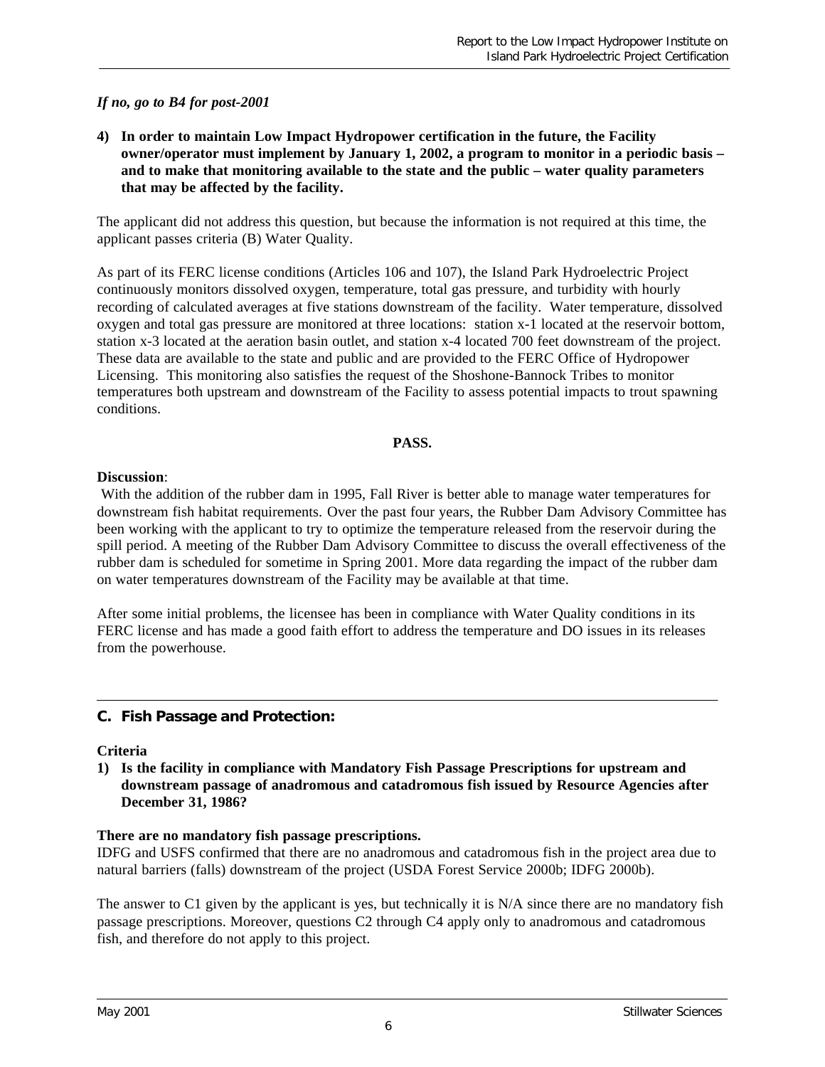*If no, go to B4 for post-2001*

**4) In order to maintain Low Impact Hydropower certification in the future, the Facility owner/operator must implement by January 1, 2002, a program to monitor in a periodic basis – and to make that monitoring available to the state and the public – water quality parameters that may be affected by the facility.**

The applicant did not address this question, but because the information is not required at this time, the applicant passes criteria (B) Water Quality.

As part of its FERC license conditions (Articles 106 and 107), the Island Park Hydroelectric Project continuously monitors dissolved oxygen, temperature, total gas pressure, and turbidity with hourly recording of calculated averages at five stations downstream of the facility. Water temperature, dissolved oxygen and total gas pressure are monitored at three locations: station x-1 located at the reservoir bottom, station x-3 located at the aeration basin outlet, and station x-4 located 700 feet downstream of the project. These data are available to the state and public and are provided to the FERC Office of Hydropower Licensing. This monitoring also satisfies the request of the Shoshone-Bannock Tribes to monitor temperatures both upstream and downstream of the Facility to assess potential impacts to trout spawning conditions.

**PASS.**

**Discussion**:

With the addition of the rubber dam in 1995, Fall River is better able to manage water temperatures for downstream fish habitat requirements. Over the past four years, the Rubber Dam Advisory Committee has been working with the applicant to try to optimize the temperature released from the reservoir during the spill period. A meeting of the Rubber Dam Advisory Committee to discuss the overall effectiveness of the rubber dam is scheduled for sometime in Spring 2001. More data regarding the impact of the rubber dam on water temperatures downstream of the Facility may be available at that time.

After some initial problems, the licensee has been in compliance with Water Quality conditions in its FERC license and has made a good faith effort to address the temperature and DO issues in its releases from the powerhouse.

## C. Fish Passage and Protection:

**Criteria**

**1) Is the facility in compliance with Mandatory Fish Passage Prescriptions for upstream and downstream passage of anadromous and catadromous fish issued by Resource Agencies after December 31, 1986?**

**There are no mandatory fish passage prescriptions.**

IDFG and USFS confirmed that there are no anadromous and catadromous fish in the project area due to natural barriers (falls) downstream of the project (USDA Forest Service 2000b; IDFG 2000b).

The answer to C1 given by the applicant is yes, but technically it is N/A since there are no mandatory fish passage prescriptions. Moreover, questions C2 through C4 apply only to anadromous and catadromous fish, and therefore do not apply to this project.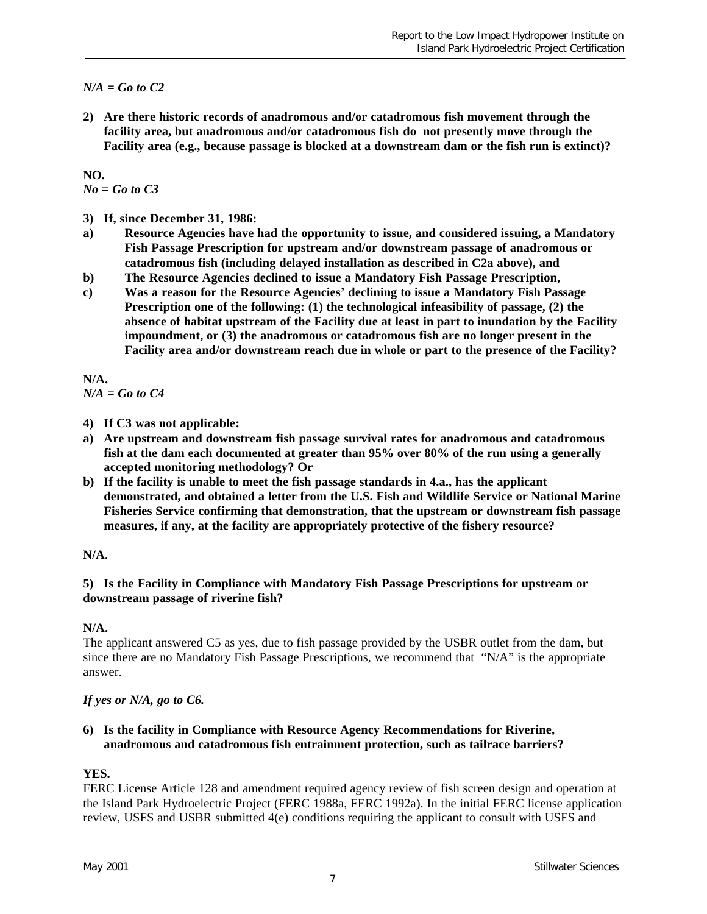*N/A = Go to C2*

**2) Are there historic records of anadromous and/or catadromous fish movement through the facility area, but anadromous and/or catadromous fish do not presently move through the Facility area (e.g., because passage is blocked at a downstream dam or the fish run is extinct)?**

**NO.**
*No = Go to C3*

**3) If, since December 31, 1986:**

**a) Resource Agencies have had the opportunity to issue, and considered issuing, a Mandatory Fish Passage Prescription for upstream and/or downstream passage of anadromous or catadromous fish (including delayed installation as described in C2a above), and**

**b) The Resource Agencies declined to issue a Mandatory Fish Passage Prescription,**

**c) Was a reason for the Resource Agencies' declining to issue a Mandatory Fish Passage Prescription one of the following: (1) the technological infeasibility of passage, (2) the absence of habitat upstream of the Facility due at least in part to inundation by the Facility impoundment, or (3) the anadromous or catadromous fish are no longer present in the Facility area and/or downstream reach due in whole or part to the presence of the Facility?**

**N/A.**
*N/A = Go to C4*

**4) If C3 was not applicable:**

**a) Are upstream and downstream fish passage survival rates for anadromous and catadromous fish at the dam each documented at greater than 95% over 80% of the run using a generally accepted monitoring methodology? Or**

**b) If the facility is unable to meet the fish passage standards in 4.a., has the applicant demonstrated, and obtained a letter from the U.S. Fish and Wildlife Service or National Marine Fisheries Service confirming that demonstration, that the upstream or downstream fish passage measures, if any, at the facility are appropriately protective of the fishery resource?**

**N/A.**

**5) Is the Facility in Compliance with Mandatory Fish Passage Prescriptions for upstream or downstream passage of riverine fish?**

**N/A.**
The applicant answered C5 as yes, due to fish passage provided by the USBR outlet from the dam, but since there are no Mandatory Fish Passage Prescriptions, we recommend that "N/A" is the appropriate answer.

***If yes or N/A, go to C6.***

**6) Is the facility in Compliance with Resource Agency Recommendations for Riverine, anadromous and catadromous fish entrainment protection, such as tailrace barriers?**

**YES.**
FERC License Article 128 and amendment required agency review of fish screen design and operation at the Island Park Hydroelectric Project (FERC 1988a, FERC 1992a). In the initial FERC license application review, USFS and USBR submitted 4(e) conditions requiring the applicant to consult with USFS and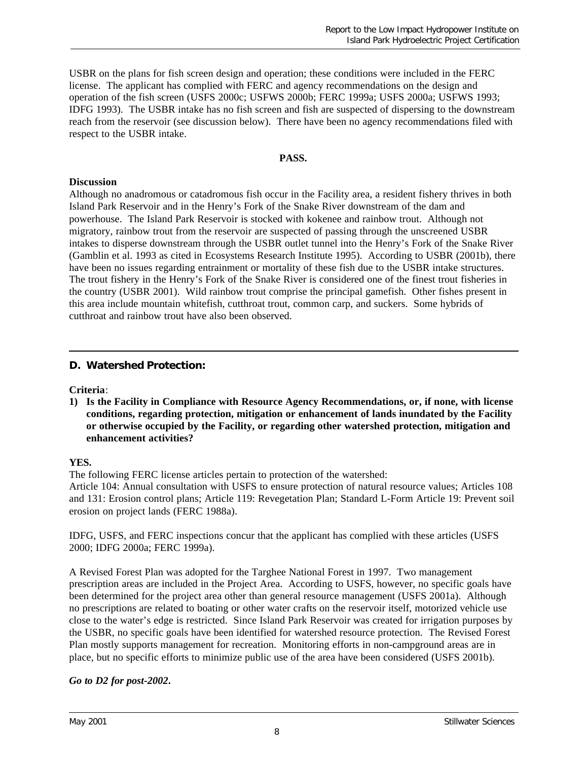USBR on the plans for fish screen design and operation; these conditions were included in the FERC license. The applicant has complied with FERC and agency recommendations on the design and operation of the fish screen (USFS 2000c; USFWS 2000b; FERC 1999a; USFS 2000a; USFWS 1993; IDFG 1993). The USBR intake has no fish screen and fish are suspected of dispersing to the downstream reach from the reservoir (see discussion below). There have been no agency recommendations filed with respect to the USBR intake.

**PASS.**

**Discussion**

Although no anadromous or catadromous fish occur in the Facility area, a resident fishery thrives in both Island Park Reservoir and in the Henry's Fork of the Snake River downstream of the dam and powerhouse. The Island Park Reservoir is stocked with kokenee and rainbow trout. Although not migratory, rainbow trout from the reservoir are suspected of passing through the unscreened USBR intakes to disperse downstream through the USBR outlet tunnel into the Henry's Fork of the Snake River (Gamblin et al. 1993 as cited in Ecosystems Research Institute 1995). According to USBR (2001b), there have been no issues regarding entrainment or mortality of these fish due to the USBR intake structures. The trout fishery in the Henry's Fork of the Snake River is considered one of the finest trout fisheries in the country (USBR 2001). Wild rainbow trout comprise the principal gamefish. Other fishes present in this area include mountain whitefish, cutthroat trout, common carp, and suckers. Some hybrids of cutthroat and rainbow trout have also been observed.

---

## D. Watershed Protection:

**Criteria**:

1) **Is the Facility in Compliance with Resource Agency Recommendations, or, if none, with license conditions, regarding protection, mitigation or enhancement of lands inundated by the Facility or otherwise occupied by the Facility, or regarding other watershed protection, mitigation and enhancement activities?**

**YES.**

The following FERC license articles pertain to protection of the watershed:
Article 104: Annual consultation with USFS to ensure protection of natural resource values; Articles 108 and 131: Erosion control plans; Article 119: Revegetation Plan; Standard L-Form Article 19: Prevent soil erosion on project lands (FERC 1988a).

IDFG, USFS, and FERC inspections concur that the applicant has complied with these articles (USFS 2000; IDFG 2000a; FERC 1999a).

A Revised Forest Plan was adopted for the Targhee National Forest in 1997. Two management prescription areas are included in the Project Area. According to USFS, however, no specific goals have been determined for the project area other than general resource management (USFS 2001a). Although no prescriptions are related to boating or other water crafts on the reservoir itself, motorized vehicle use close to the water's edge is restricted. Since Island Park Reservoir was created for irrigation purposes by the USBR, no specific goals have been identified for watershed resource protection. The Revised Forest Plan mostly supports management for recreation. Monitoring efforts in non-campground areas are in place, but no specific efforts to minimize public use of the area have been considered (USFS 2001b).

***Go to D2 for post-2002.***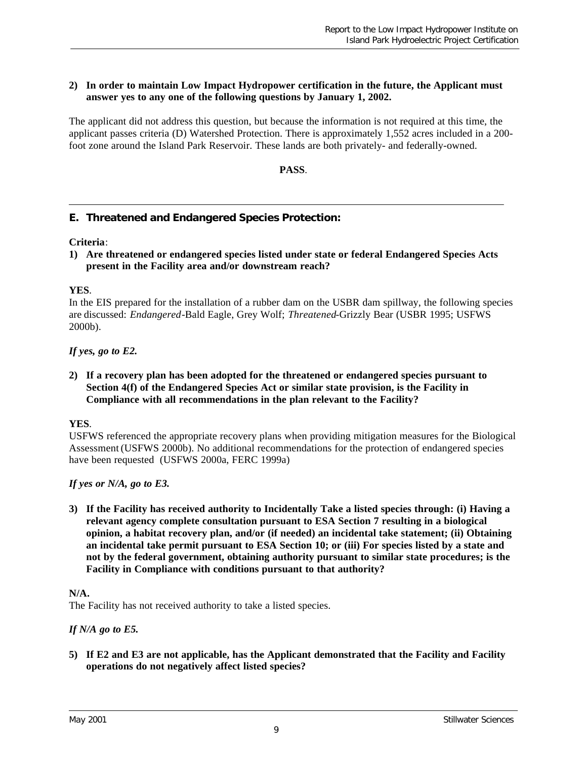**2) In order to maintain Low Impact Hydropower certification in the future, the Applicant must answer yes to any one of the following questions by January 1, 2002.**

The applicant did not address this question, but because the information is not required at this time, the applicant passes criteria (D) Watershed Protection. There is approximately 1,552 acres included in a 200-foot zone around the Island Park Reservoir. These lands are both privately- and federally-owned.

**PASS**.

---

## E. Threatened and Endangered Species Protection:

**Criteria**:

**1) Are threatened or endangered species listed under state or federal Endangered Species Acts present in the Facility area and/or downstream reach?**

**YES**.

In the EIS prepared for the installation of a rubber dam on the USBR dam spillway, the following species are discussed: *Endangered*-Bald Eagle, Grey Wolf; *Threatened*-Grizzly Bear (USBR 1995; USFWS 2000b).

***If yes, go to E2.***

**2) If a recovery plan has been adopted for the threatened or endangered species pursuant to Section 4(f) of the Endangered Species Act or similar state provision, is the Facility in Compliance with all recommendations in the plan relevant to the Facility?**

**YES**.

USFWS referenced the appropriate recovery plans when providing mitigation measures for the Biological Assessment (USFWS 2000b). No additional recommendations for the protection of endangered species have been requested (USFWS 2000a, FERC 1999a)

***If yes or N/A, go to E3.***

**3) If the Facility has received authority to Incidentally Take a listed species through: (i) Having a relevant agency complete consultation pursuant to ESA Section 7 resulting in a biological opinion, a habitat recovery plan, and/or (if needed) an incidental take statement; (ii) Obtaining an incidental take permit pursuant to ESA Section 10; or (iii) For species listed by a state and not by the federal government, obtaining authority pursuant to similar state procedures; is the Facility in Compliance with conditions pursuant to that authority?**

**N/A.**

The Facility has not received authority to take a listed species.

***If N/A go to E5.***

**5) If E2 and E3 are not applicable, has the Applicant demonstrated that the Facility and Facility operations do not negatively affect listed species?**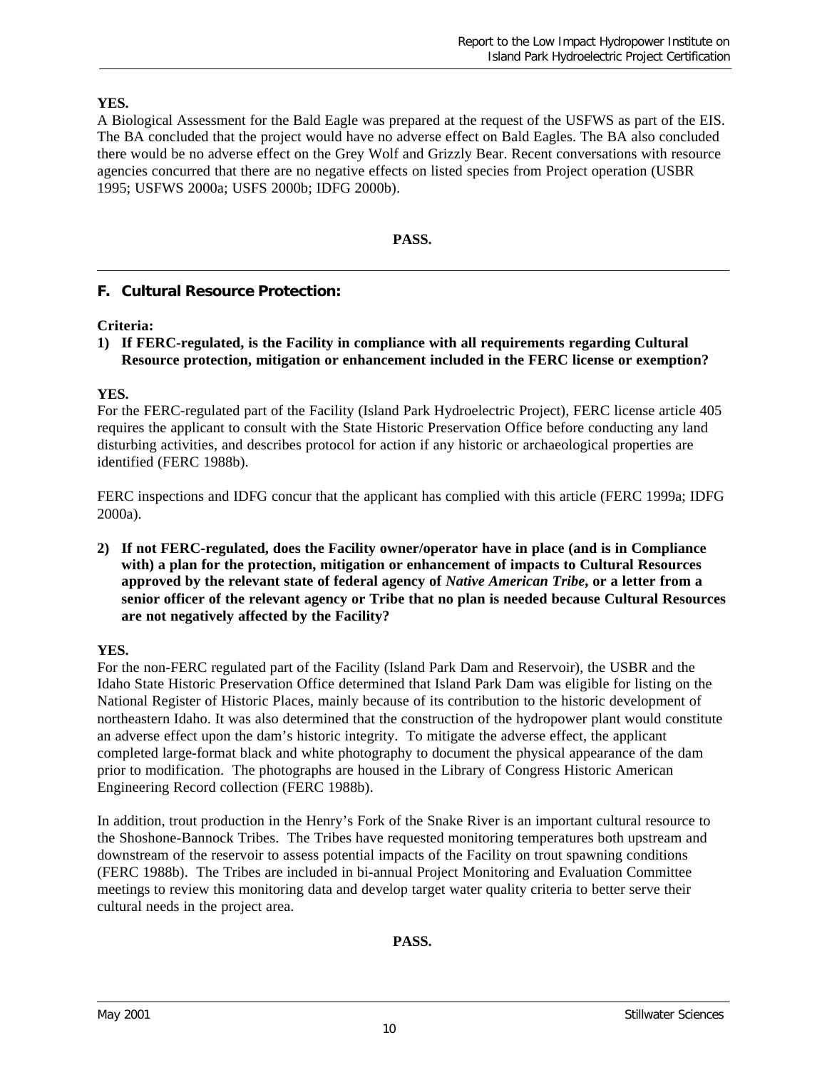**YES.**

A Biological Assessment for the Bald Eagle was prepared at the request of the USFWS as part of the EIS. The BA concluded that the project would have no adverse effect on Bald Eagles. The BA also concluded there would be no adverse effect on the Grey Wolf and Grizzly Bear. Recent conversations with resource agencies concurred that there are no negative effects on listed species from Project operation (USBR 1995; USFWS 2000a; USFS 2000b; IDFG 2000b).

**PASS.**

---

## F. Cultural Resource Protection:

**Criteria:**

1) **If FERC-regulated, is the Facility in compliance with all requirements regarding Cultural Resource protection, mitigation or enhancement included in the FERC license or exemption?**

**YES.**

For the FERC-regulated part of the Facility (Island Park Hydroelectric Project), FERC license article 405 requires the applicant to consult with the State Historic Preservation Office before conducting any land disturbing activities, and describes protocol for action if any historic or archaeological properties are identified (FERC 1988b).

FERC inspections and IDFG concur that the applicant has complied with this article (FERC 1999a; IDFG 2000a).

2) **If not FERC-regulated, does the Facility owner/operator have in place (and is in Compliance with) a plan for the protection, mitigation or enhancement of impacts to Cultural Resources approved by the relevant state of federal agency of *Native American Tribe*, or a letter from a senior officer of the relevant agency or Tribe that no plan is needed because Cultural Resources are not negatively affected by the Facility?**

**YES.**

For the non-FERC regulated part of the Facility (Island Park Dam and Reservoir), the USBR and the Idaho State Historic Preservation Office determined that Island Park Dam was eligible for listing on the National Register of Historic Places, mainly because of its contribution to the historic development of northeastern Idaho. It was also determined that the construction of the hydropower plant would constitute an adverse effect upon the dam's historic integrity. To mitigate the adverse effect, the applicant completed large-format black and white photography to document the physical appearance of the dam prior to modification. The photographs are housed in the Library of Congress Historic American Engineering Record collection (FERC 1988b).

In addition, trout production in the Henry's Fork of the Snake River is an important cultural resource to the Shoshone-Bannock Tribes. The Tribes have requested monitoring temperatures both upstream and downstream of the reservoir to assess potential impacts of the Facility on trout spawning conditions (FERC 1988b). The Tribes are included in bi-annual Project Monitoring and Evaluation Committee meetings to review this monitoring data and develop target water quality criteria to better serve their cultural needs in the project area.

**PASS.**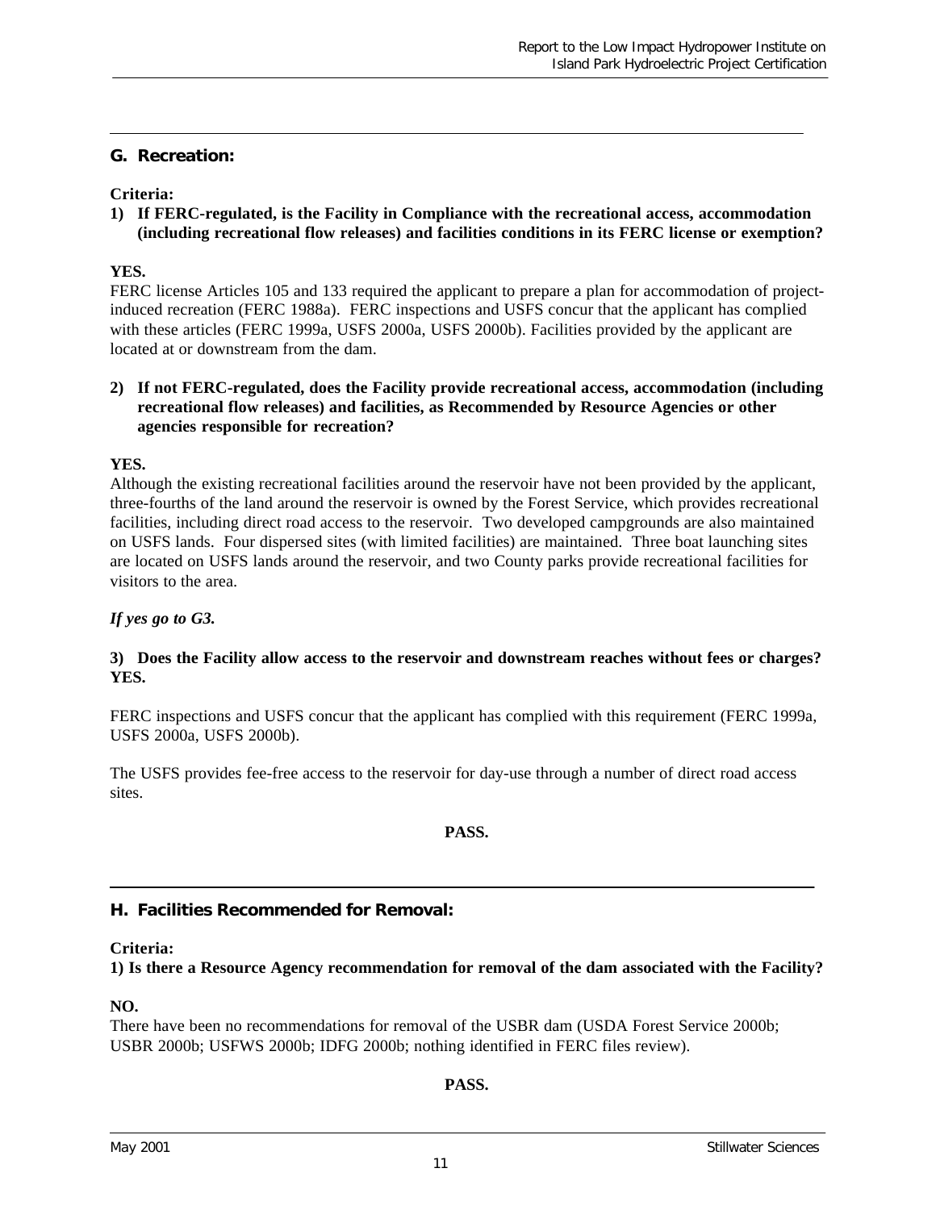## G. Recreation:

**Criteria:**

**1) If FERC-regulated, is the Facility in Compliance with the recreational access, accommodation (including recreational flow releases) and facilities conditions in its FERC license or exemption?**

**YES.**

FERC license Articles 105 and 133 required the applicant to prepare a plan for accommodation of project-induced recreation (FERC 1988a). FERC inspections and USFS concur that the applicant has complied with these articles (FERC 1999a, USFS 2000a, USFS 2000b). Facilities provided by the applicant are located at or downstream from the dam.

**2) If not FERC-regulated, does the Facility provide recreational access, accommodation (including recreational flow releases) and facilities, as Recommended by Resource Agencies or other agencies responsible for recreation?**

**YES.**

Although the existing recreational facilities around the reservoir have not been provided by the applicant, three-fourths of the land around the reservoir is owned by the Forest Service, which provides recreational facilities, including direct road access to the reservoir. Two developed campgrounds are also maintained on USFS lands. Four dispersed sites (with limited facilities) are maintained. Three boat launching sites are located on USFS lands around the reservoir, and two County parks provide recreational facilities for visitors to the area.

***If yes go to G3.***

**3) Does the Facility allow access to the reservoir and downstream reaches without fees or charges?**
**YES.**

FERC inspections and USFS concur that the applicant has complied with this requirement (FERC 1999a, USFS 2000a, USFS 2000b).

The USFS provides fee-free access to the reservoir for day-use through a number of direct road access sites.

**PASS.**

## H. Facilities Recommended for Removal:

**Criteria:**

**1) Is there a Resource Agency recommendation for removal of the dam associated with the Facility?**

**NO.**

There have been no recommendations for removal of the USBR dam (USDA Forest Service 2000b; USBR 2000b; USFWS 2000b; IDFG 2000b; nothing identified in FERC files review).

**PASS.**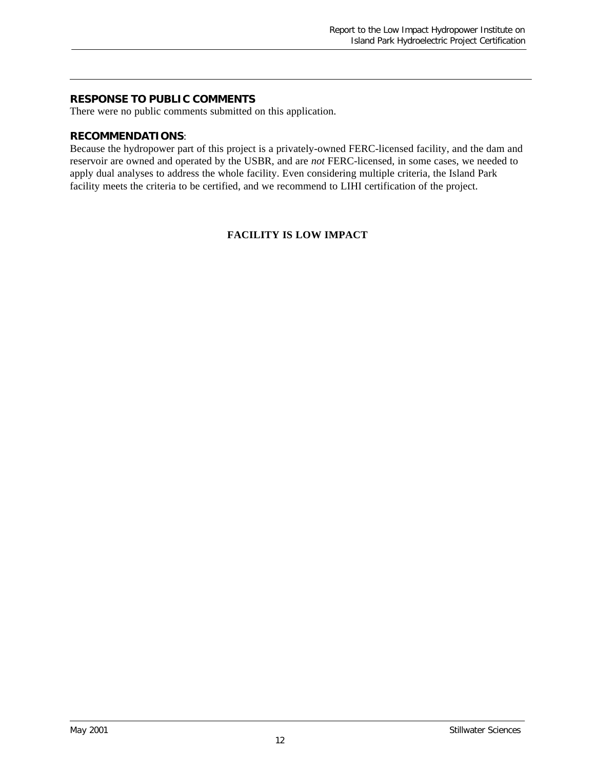## RESPONSE TO PUBLIC COMMENTS

There were no public comments submitted on this application.

## RECOMMENDATIONS:

Because the hydropower part of this project is a privately-owned FERC-licensed facility, and the dam and reservoir are owned and operated by the USBR, and are *not* FERC-licensed, in some cases, we needed to apply dual analyses to address the whole facility. Even considering multiple criteria, the Island Park facility meets the criteria to be certified, and we recommend to LIHI certification of the project.

**FACILITY IS LOW IMPACT**